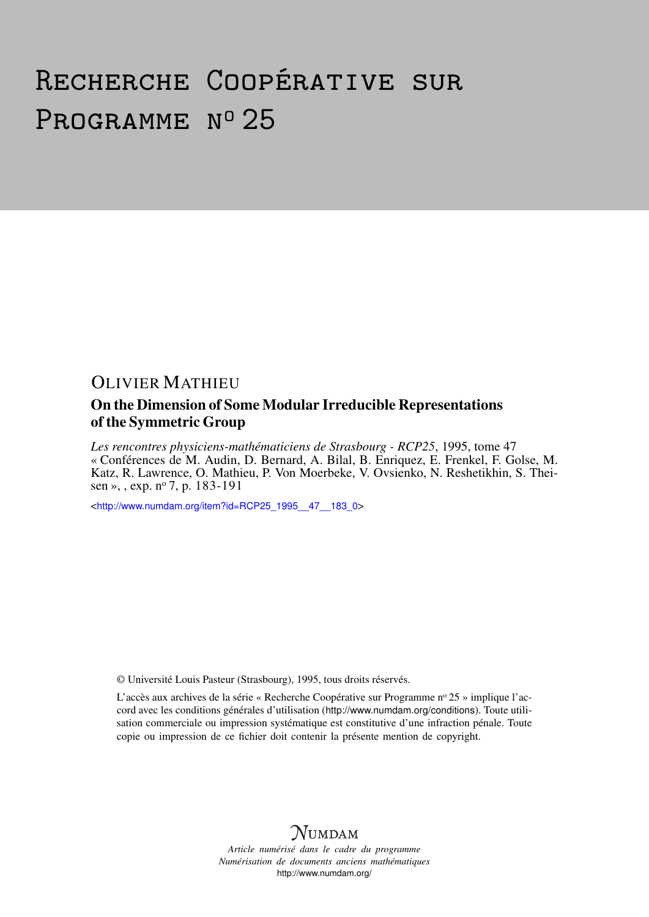# Recherche Coopérative sur Programme n° 25

## Olivier Mathieu

### On the Dimension of Some Modular Irreducible Representations of the Symmetric Group

*Les rencontres physiciens-mathématiciens de Strasbourg - RCP25*, 1995, tome 47 « Conférences de M. Audin, D. Bernard, A. Bilal, B. Enriquez, E. Frenkel, F. Golse, M. Katz, R. Lawrence, O. Mathieu, P. Von Moerbeke, V. Ovsienko, N. Reshetikhin, S. Theisen », , exp. n° 7, p. 183-191

<http://www.numdam.org/item?id=RCP25_1995__47__183_0>

© Université Louis Pasteur (Strasbourg), 1995, tous droits réservés.

L'accès aux archives de la série « Recherche Coopérative sur Programme n° 25 » implique l'accord avec les conditions générales d'utilisation (http://www.numdam.org/conditions). Toute utilisation commerciale ou impression systématique est constitutive d'une infraction pénale. Toute copie ou impression de ce fichier doit contenir la présente mention de copyright.

NUMDAM

*Article numérisé dans le cadre du programme*
*Numérisation de documents anciens mathématiques*
http://www.numdam.org/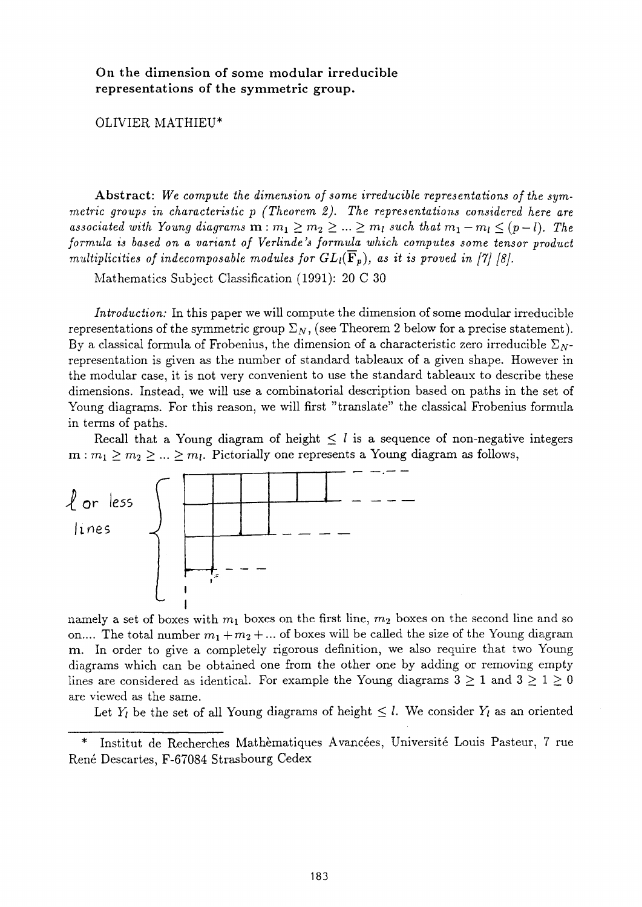**On the dimension of some modular irreducible representations of the symmetric group.**

OLIVIER MATHIEU*

**Abstract:** *We compute the dimension of some irreducible representations of the symmetric groups in characteristic p (Theorem 2). The representations considered here are associated with Young diagrams* $\mathbf{m} : m_1 \geq m_2 \geq ... \geq m_l$ *such that* $m_1 - m_l \leq (p-l)$*. The formula is based on a variant of Verlinde's formula which computes some tensor product multiplicities of indecomposable modules for* $GL_l(\overline{\mathbf{F}}_p)$*, as it is proved in [7] [8].*

Mathematics Subject Classification (1991): 20 C 30

*Introduction:* In this paper we will compute the dimension of some modular irreducible representations of the symmetric group $\Sigma_N$, (see Theorem 2 below for a precise statement). By a classical formula of Frobenius, the dimension of a characteristic zero irreducible $\Sigma_N$-representation is given as the number of standard tableaux of a given shape. However in the modular case, it is not very convenient to use the standard tableaux to describe these dimensions. Instead, we will use a combinatorial description based on paths in the set of Young diagrams. For this reason, we will first "translate" the classical Frobenius formula in terms of paths.

Recall that a Young diagram of height $\leq l$ is a sequence of non-negative integers $\mathbf{m} : m_1 \geq m_2 \geq ... \geq m_l$. Pictorially one represents a Young diagram as follows,

$l$ or less lines

namely a set of boxes with $m_1$ boxes on the first line, $m_2$ boxes on the second line and so on.... The total number $m_1 + m_2 + ...$ of boxes will be called the size of the Young diagram $\mathbf{m}$. In order to give a completely rigorous definition, we also require that two Young diagrams which can be obtained one from the other one by adding or removing empty lines are considered as identical. For example the Young diagrams $3 \geq 1$ and $3 \geq 1 \geq 0$ are viewed as the same.

Let $Y_l$ be the set of all Young diagrams of height $\leq l$. We consider $Y_l$ as an oriented

---

\* Institut de Recherches Mathèmatiques Avancées, Université Louis Pasteur, 7 rue René Descartes, F-67084 Strasbourg Cedex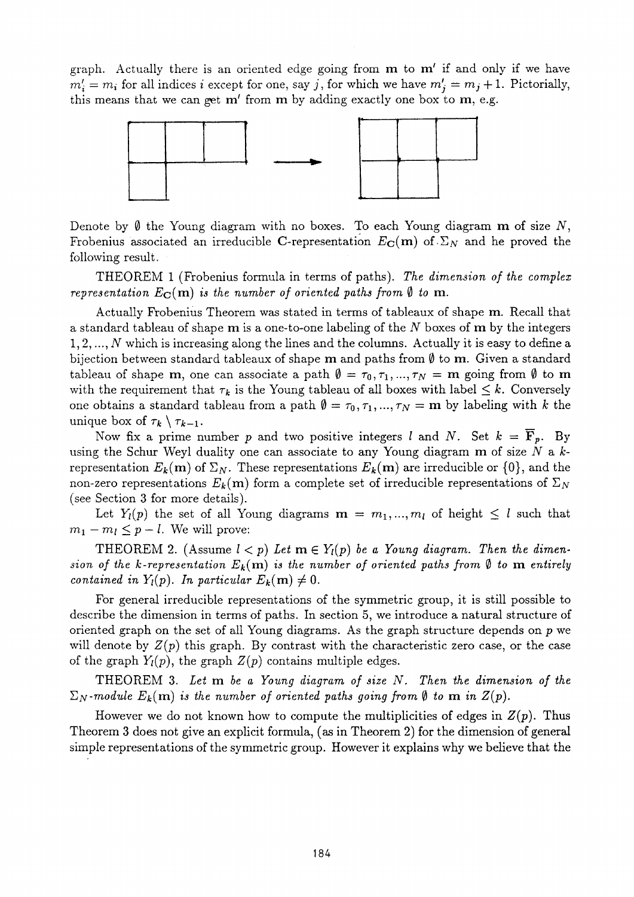graph. Actually there is an oriented edge going from $\mathbf{m}$ to $\mathbf{m}'$ if and only if we have $m'_i = m_i$ for all indices $i$ except for one, say $j$, for which we have $m'_j = m_j + 1$. Pictorially, this means that we can get $\mathbf{m}'$ from $\mathbf{m}$ by adding exactly one box to $\mathbf{m}$, e.g.

Denote by $\emptyset$ the Young diagram with no boxes. To each Young diagram $\mathbf{m}$ of size $N$, Frobenius associated an irreducible $\mathbf{C}$-representation $E_{\mathbf{C}}(\mathbf{m})$ of $\Sigma_N$ and he proved the following result.

THEOREM 1 (Frobenius formula in terms of paths). *The dimension of the complex representation $E_{\mathbf{C}}(\mathbf{m})$ is the number of oriented paths from $\emptyset$ to $\mathbf{m}$.*

Actually Frobenius Theorem was stated in terms of tableaux of shape $\mathbf{m}$. Recall that a standard tableau of shape $\mathbf{m}$ is a one-to-one labeling of the $N$ boxes of $\mathbf{m}$ by the integers $1, 2, ..., N$ which is increasing along the lines and the columns. Actually it is easy to define a bijection between standard tableaux of shape $\mathbf{m}$ and paths from $\emptyset$ to $\mathbf{m}$. Given a standard tableau of shape $\mathbf{m}$, one can associate a path $\emptyset = \tau_0, \tau_1, ..., \tau_N = \mathbf{m}$ going from $\emptyset$ to $\mathbf{m}$ with the requirement that $\tau_k$ is the Young tableau of all boxes with label $\leq k$. Conversely one obtains a standard tableau from a path $\emptyset = \tau_0, \tau_1, ..., \tau_N = \mathbf{m}$ by labeling with $k$ the unique box of $\tau_k \setminus \tau_{k-1}$.

Now fix a prime number $p$ and two positive integers $l$ and $N$. Set $k = \overline{\mathbf{F}}_p$. By using the Schur Weyl duality one can associate to any Young diagram $\mathbf{m}$ of size $N$ a $k$-representation $E_k(\mathbf{m})$ of $\Sigma_N$. These representations $E_k(\mathbf{m})$ are irreducible or $\{0\}$, and the non-zero representations $E_k(\mathbf{m})$ form a complete set of irreducible representations of $\Sigma_N$ (see Section 3 for more details).

Let $Y_l(p)$ the set of all Young diagrams $\mathbf{m} = m_1, ..., m_l$ of height $\leq l$ such that $m_1 - m_l \leq p - l$. We will prove:

THEOREM 2. (Assume $l < p$) *Let $\mathbf{m} \in Y_l(p)$ be a Young diagram. Then the dimension of the $k$-representation $E_k(\mathbf{m})$ is the number of oriented paths from $\emptyset$ to $\mathbf{m}$ entirely contained in $Y_l(p)$. In particular $E_k(\mathbf{m}) \neq 0$.*

For general irreducible representations of the symmetric group, it is still possible to describe the dimension in terms of paths. In section 5, we introduce a natural structure of oriented graph on the set of all Young diagrams. As the graph structure depends on $p$ we will denote by $Z(p)$ this graph. By contrast with the characteristic zero case, or the case of the graph $Y_l(p)$, the graph $Z(p)$ contains multiple edges.

THEOREM 3. *Let $\mathbf{m}$ be a Young diagram of size $N$. Then the dimension of the $\Sigma_N$-module $E_k(\mathbf{m})$ is the number of oriented paths going from $\emptyset$ to $\mathbf{m}$ in $Z(p)$.*

However we do not known how to compute the multiplicities of edges in $Z(p)$. Thus Theorem 3 does not give an explicit formula, (as in Theorem 2) for the dimension of general simple representations of the symmetric group. However it explains why we believe that the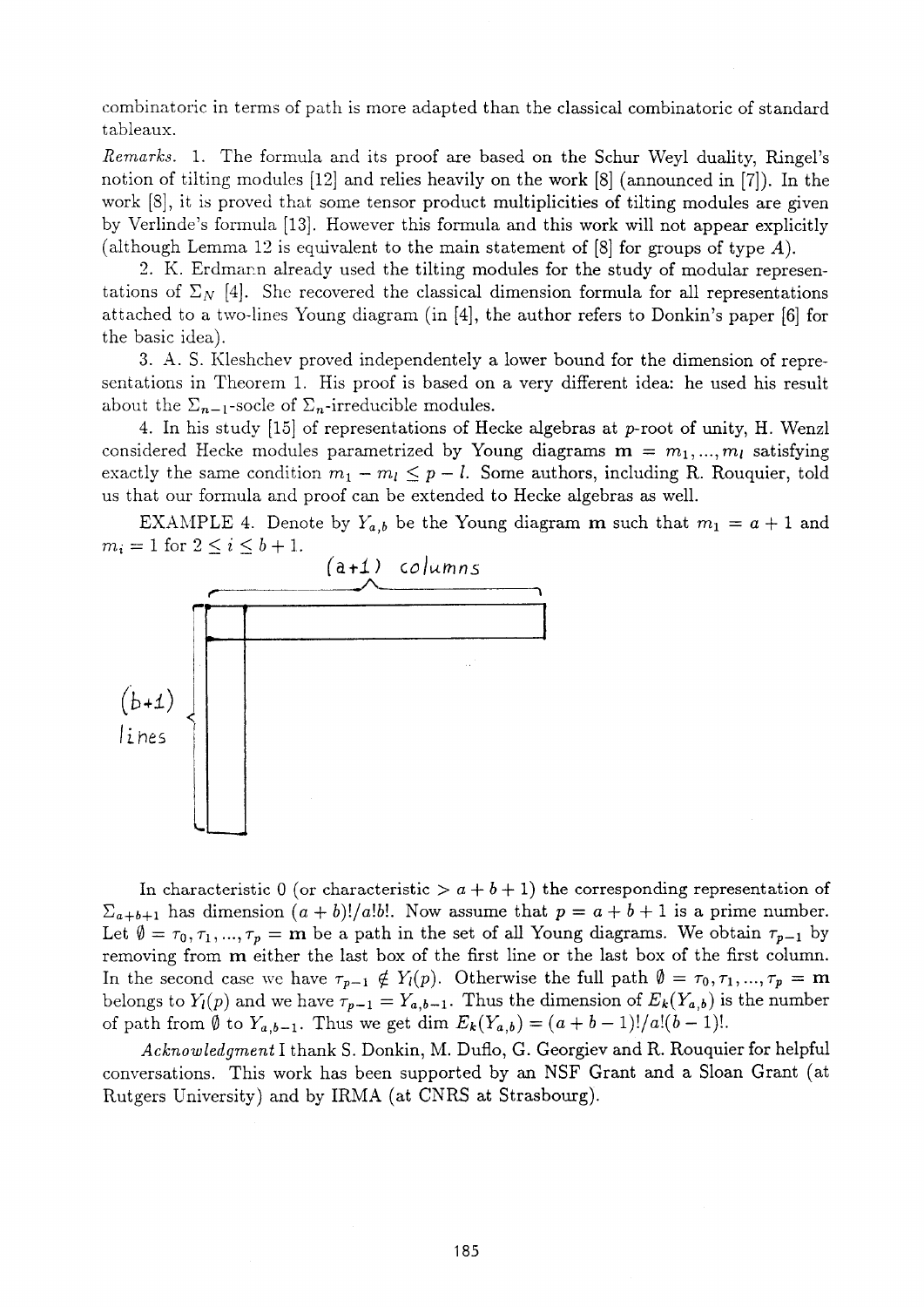combinatoric in terms of path is more adapted than the classical combinatoric of standard tableaux.

*Remarks.* 1. The formula and its proof are based on the Schur Weyl duality, Ringel's notion of tilting modules [12] and relies heavily on the work [8] (announced in [7]). In the work [8], it is proved that some tensor product multiplicities of tilting modules are given by Verlinde's formula [13]. However this formula and this work will not appear explicitly (although Lemma 12 is equivalent to the main statement of [8] for groups of type $A$).

2. K. Erdmann already used the tilting modules for the study of modular representations of $\Sigma_N$ [4]. She recovered the classical dimension formula for all representations attached to a two-lines Young diagram (in [4], the author refers to Donkin's paper [6] for the basic idea).

3. A. S. Kleshchev proved independentely a lower bound for the dimension of representations in Theorem 1. His proof is based on a very different idea: he used his result about the $\Sigma_{n-1}$-socle of $\Sigma_n$-irreducible modules.

4. In his study [15] of representations of Hecke algebras at $p$-root of unity, H. Wenzl considered Hecke modules parametrized by Young diagrams $\mathbf{m} = m_1, ..., m_l$ satisfying exactly the same condition $m_1 - m_l \leq p - l$. Some authors, including R. Rouquier, told us that our formula and proof can be extended to Hecke algebras as well.

EXAMPLE 4. Denote by $Y_{a,b}$ be the Young diagram $\mathbf{m}$ such that $m_1 = a + 1$ and $m_i = 1$ for $2 \leq i \leq b + 1$.

$(a+1)$ columns

$(b+1)$ lines

In characteristic 0 (or characteristic $> a + b + 1$) the corresponding representation of $\Sigma_{a+b+1}$ has dimension $(a+b)!/a!b!$. Now assume that $p = a + b + 1$ is a prime number. Let $\emptyset = \tau_0, \tau_1, ..., \tau_p = \mathbf{m}$ be a path in the set of all Young diagrams. We obtain $\tau_{p-1}$ by removing from $\mathbf{m}$ either the last box of the first line or the last box of the first column. In the second case we have $\tau_{p-1} \notin Y_l(p)$. Otherwise the full path $\emptyset = \tau_0, \tau_1, ..., \tau_p = \mathbf{m}$ belongs to $Y_l(p)$ and we have $\tau_{p-1} = Y_{a,b-1}$. Thus the dimension of $E_k(Y_{a,b})$ is the number of path from $\emptyset$ to $Y_{a,b-1}$. Thus we get $\dim E_k(Y_{a,b}) = (a + b - 1)!/a!(b-1)!$.

*Acknowledgment* I thank S. Donkin, M. Duflo, G. Georgiev and R. Rouquier for helpful conversations. This work has been supported by an NSF Grant and a Sloan Grant (at Rutgers University) and by IRMA (at CNRS at Strasbourg).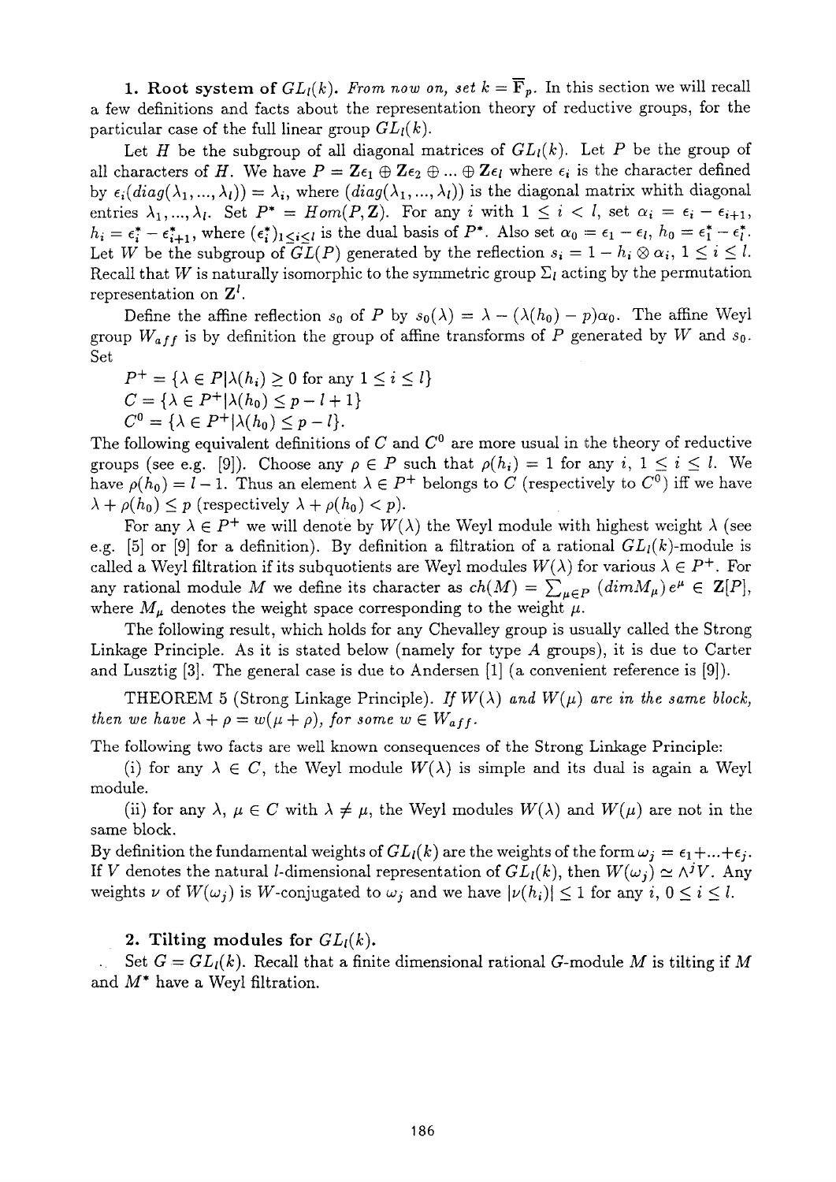**1. Root system of $GL_l(k)$.** *From now on, set $k = \overline{\mathbf{F}}_p$.* In this section we will recall a few definitions and facts about the representation theory of reductive groups, for the particular case of the full linear group $GL_l(k)$.

Let $H$ be the subgroup of all diagonal matrices of $GL_l(k)$. Let $P$ be the group of all characters of $H$. We have $P = \mathbf{Z}\epsilon_1 \oplus \mathbf{Z}\epsilon_2 \oplus ... \oplus \mathbf{Z}\epsilon_l$ where $\epsilon_i$ is the character defined by $\epsilon_i(diag(\lambda_1, ..., \lambda_l)) = \lambda_i$, where $(diag(\lambda_1, ..., \lambda_l))$ is the diagonal matrix whith diagonal entries $\lambda_1, ..., \lambda_l$. Set $P^* = Hom(P, \mathbf{Z})$. For any $i$ with $1 \leq i < l$, set $\alpha_i = \epsilon_i - \epsilon_{i+1}$, $h_i = \epsilon_i^* - \epsilon_{i+1}^*$, where $(\epsilon_i^*)_{1 \leq i \leq l}$ is the dual basis of $P^*$. Also set $\alpha_0 = \epsilon_1 - \epsilon_l$, $h_0 = \epsilon_1^* - \epsilon_l^*$. Let $W$ be the subgroup of $GL(P)$ generated by the reflection $s_i = 1 - h_i \otimes \alpha_i$, $1 \leq i \leq l$. Recall that $W$ is naturally isomorphic to the symmetric group $\Sigma_l$ acting by the permutation representation on $\mathbf{Z}^l$.

Define the affine reflection $s_0$ of $P$ by $s_0(\lambda) = \lambda - (\lambda(h_0) - p)\alpha_0$. The affine Weyl group $W_{aff}$ is by definition the group of affine transforms of $P$ generated by $W$ and $s_0$. Set

$P^+ = \{\lambda \in P | \lambda(h_i) \geq 0 \text{ for any } 1 \leq i \leq l\}$

$C = \{\lambda \in P^+ | \lambda(h_0) \leq p - l + 1\}$

$C^0 = \{\lambda \in P^+ | \lambda(h_0) \leq p - l\}$.

The following equivalent definitions of $C$ and $C^0$ are more usual in the theory of reductive groups (see e.g. [9]). Choose any $\rho \in P$ such that $\rho(h_i) = 1$ for any $i$, $1 \leq i \leq l$. We have $\rho(h_0) = l - 1$. Thus an element $\lambda \in P^+$ belongs to $C$ (respectively to $C^0$) iff we have $\lambda + \rho(h_0) \leq p$ (respectively $\lambda + \rho(h_0) < p$).

For any $\lambda \in P^+$ we will denote by $W(\lambda)$ the Weyl module with highest weight $\lambda$ (see e.g. [5] or [9] for a definition). By definition a filtration of a rational $GL_l(k)$-module is called a Weyl filtration if its subquotients are Weyl modules $W(\lambda)$ for various $\lambda \in P^+$. For any rational module $M$ we define its character as $ch(M) = \sum_{\mu \in P} (dim M_\mu) e^\mu \in \mathbf{Z}[P]$, where $M_\mu$ denotes the weight space corresponding to the weight $\mu$.

The following result, which holds for any Chevalley group is usually called the Strong Linkage Principle. As it is stated below (namely for type $A$ groups), it is due to Carter and Lusztig [3]. The general case is due to Andersen [1] (a convenient reference is [9]).

THEOREM 5 (Strong Linkage Principle). *If $W(\lambda)$ and $W(\mu)$ are in the same block, then we have $\lambda + \rho = w(\mu + \rho)$, for some $w \in W_{aff}$.*

The following two facts are well known consequences of the Strong Linkage Principle:

(i) for any $\lambda \in C$, the Weyl module $W(\lambda)$ is simple and its dual is again a Weyl module.

(ii) for any $\lambda$, $\mu \in C$ with $\lambda \neq \mu$, the Weyl modules $W(\lambda)$ and $W(\mu)$ are not in the same block.

By definition the fundamental weights of $GL_l(k)$ are the weights of the form $\omega_j = \epsilon_1 + ... + \epsilon_j$. If $V$ denotes the natural $l$-dimensional representation of $GL_l(k)$, then $W(\omega_j) \simeq \wedge^j V$. Any weights $\nu$ of $W(\omega_j)$ is $W$-conjugated to $\omega_j$ and we have $|\nu(h_i)| \leq 1$ for any $i$, $0 \leq i \leq l$.

**2. Tilting modules for $GL_l(k)$.**

Set $G = GL_l(k)$. Recall that a finite dimensional rational $G$-module $M$ is tilting if $M$ and $M^*$ have a Weyl filtration.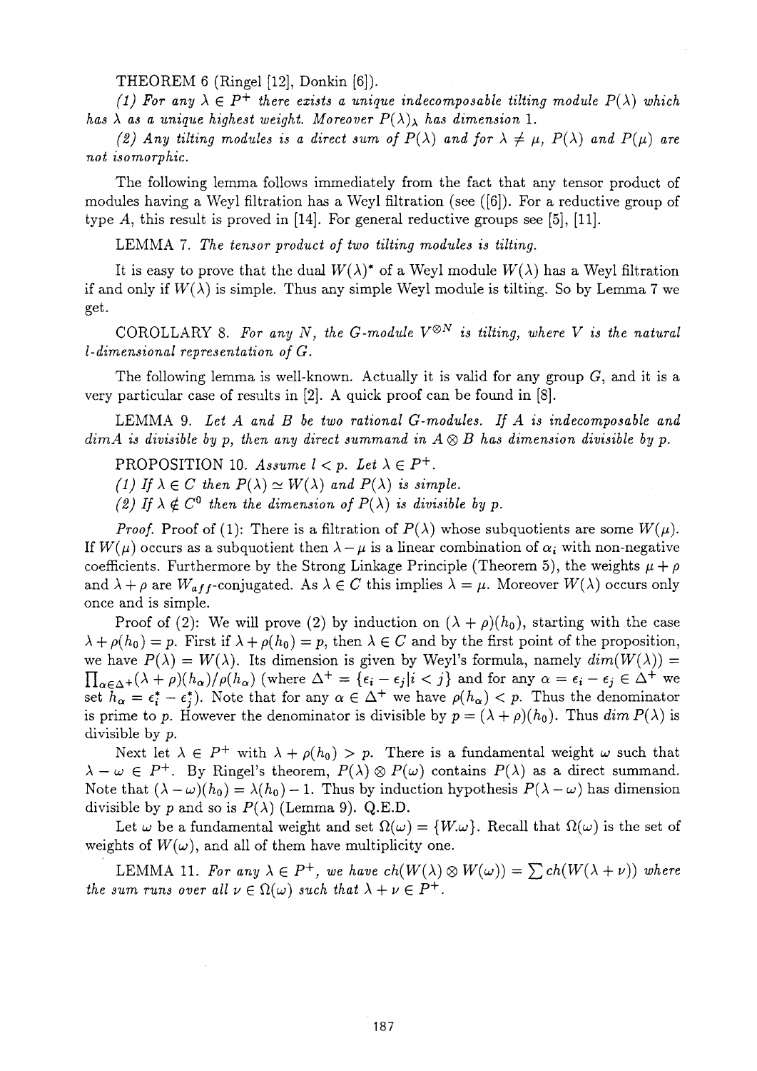THEOREM 6 (Ringel [12], Donkin [6]).

*(1) For any $\lambda \in P^+$ there exists a unique indecomposable tilting module $P(\lambda)$ which has $\lambda$ as a unique highest weight. Moreover $P(\lambda)_\lambda$ has dimension 1.*

*(2) Any tilting modules is a direct sum of $P(\lambda)$ and for $\lambda \neq \mu$, $P(\lambda)$ and $P(\mu)$ are not isomorphic.*

The following lemma follows immediately from the fact that any tensor product of modules having a Weyl filtration has a Weyl filtration (see ([6]). For a reductive group of type $A$, this result is proved in [14]. For general reductive groups see [5], [11].

LEMMA 7. *The tensor product of two tilting modules is tilting.*

It is easy to prove that the dual $W(\lambda)^*$ of a Weyl module $W(\lambda)$ has a Weyl filtration if and only if $W(\lambda)$ is simple. Thus any simple Weyl module is tilting. So by Lemma 7 we get.

COROLLARY 8. *For any $N$, the $G$-module $V^{\otimes N}$ is tilting, where $V$ is the natural $l$-dimensional representation of $G$.*

The following lemma is well-known. Actually it is valid for any group $G$, and it is a very particular case of results in [2]. A quick proof can be found in [8].

LEMMA 9. *Let $A$ and $B$ be two rational $G$-modules. If $A$ is indecomposable and $dim A$ is divisible by $p$, then any direct summand in $A \otimes B$ has dimension divisible by $p$.*

PROPOSITION 10. *Assume $l < p$. Let $\lambda \in P^+$.*

*(1) If $\lambda \in C$ then $P(\lambda) \simeq W(\lambda)$ and $P(\lambda)$ is simple.*

*(2) If $\lambda \notin C^0$ then the dimension of $P(\lambda)$ is divisible by $p$.*

*Proof.* Proof of (1): There is a filtration of $P(\lambda)$ whose subquotients are some $W(\mu)$. If $W(\mu)$ occurs as a subquotient then $\lambda - \mu$ is a linear combination of $\alpha_i$ with non-negative coefficients. Furthermore by the Strong Linkage Principle (Theorem 5), the weights $\mu + \rho$ and $\lambda + \rho$ are $W_{aff}$-conjugated. As $\lambda \in C$ this implies $\lambda = \mu$. Moreover $W(\lambda)$ occurs only once and is simple.

Proof of (2): We will prove (2) by induction on $(\lambda + \rho)(h_0)$, starting with the case $\lambda + \rho(h_0) = p$. First if $\lambda + \rho(h_0) = p$, then $\lambda \in C$ and by the first point of the proposition, we have $P(\lambda) = W(\lambda)$. Its dimension is given by Weyl's formula, namely $dim(W(\lambda)) = \prod_{\alpha \in \Delta^+} (\lambda + \rho)(h_\alpha)/\rho(h_\alpha)$ (where $\Delta^+ = \{\epsilon_i - \epsilon_j | i < j\}$ and for any $\alpha = \epsilon_i - \epsilon_j \in \Delta^+$ we set $h_\alpha = \epsilon_i^* - \epsilon_j^*$). Note that for any $\alpha \in \Delta^+$ we have $\rho(h_\alpha) < p$. Thus the denominator is prime to $p$. However the denominator is divisible by $p = (\lambda + \rho)(h_0)$. Thus $dim\, P(\lambda)$ is divisible by $p$.

Next let $\lambda \in P^+$ with $\lambda + \rho(h_0) > p$. There is a fundamental weight $\omega$ such that $\lambda - \omega \in P^+$. By Ringel's theorem, $P(\lambda) \otimes P(\omega)$ contains $P(\lambda)$ as a direct summand. Note that $(\lambda - \omega)(h_0) = \lambda(h_0) - 1$. Thus by induction hypothesis $P(\lambda - \omega)$ has dimension divisible by $p$ and so is $P(\lambda)$ (Lemma 9). Q.E.D.

Let $\omega$ be a fundamental weight and set $\Omega(\omega) = \{W.\omega\}$. Recall that $\Omega(\omega)$ is the set of weights of $W(\omega)$, and all of them have multiplicity one.

LEMMA 11. *For any $\lambda \in P^+$, we have $ch(W(\lambda) \otimes W(\omega)) = \sum ch(W(\lambda + \nu))$ where the sum runs over all $\nu \in \Omega(\omega)$ such that $\lambda + \nu \in P^+$.*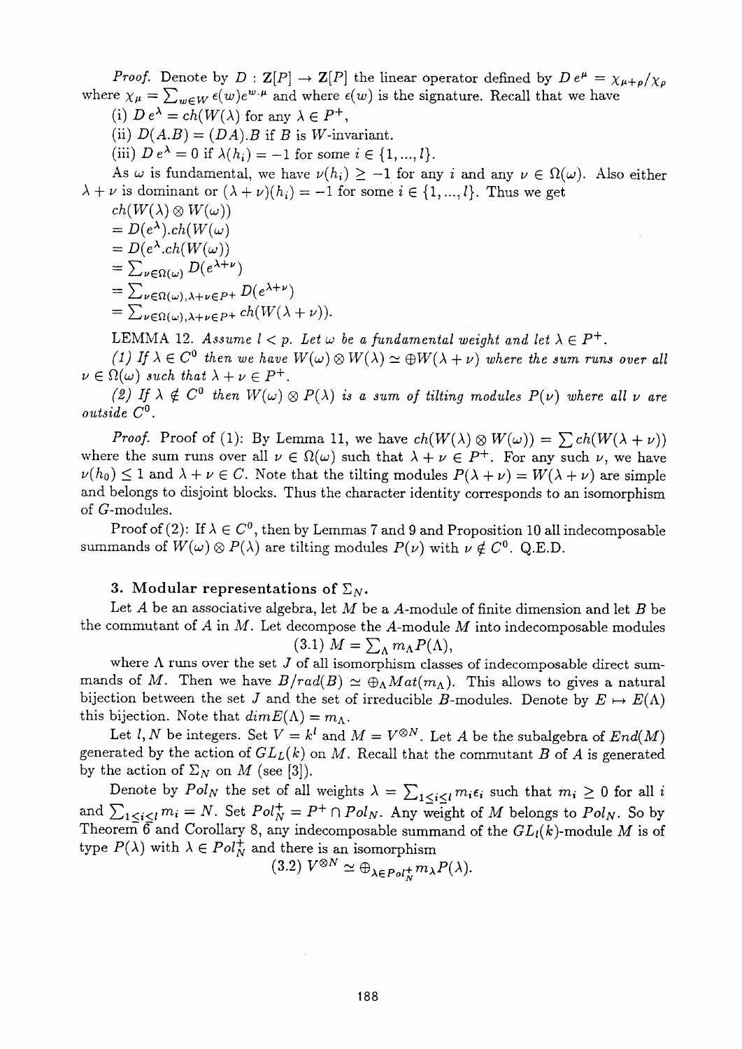*Proof.* Denote by $D : \mathbf{Z}[P] \to \mathbf{Z}[P]$ the linear operator defined by $D\, e^\mu = \chi_{\mu+\rho}/\chi_\rho$ where $\chi_\mu = \sum_{w\in W} \epsilon(w) e^{w.\mu}$ and where $\epsilon(w)$ is the signature. Recall that we have

(i) $D\, e^\lambda = ch(W(\lambda)$ for any $\lambda \in P^+$,

(ii) $D(A.B) = (DA).B$ if $B$ is $W$-invariant.

(iii) $D\, e^\lambda = 0$ if $\lambda(h_i) = -1$ for some $i \in \{1, ..., l\}$.

As $\omega$ is fundamental, we have $\nu(h_i) \geq -1$ for any $i$ and any $\nu \in \Omega(\omega)$. Also either $\lambda + \nu$ is dominant or $(\lambda + \nu)(h_i) = -1$ for some $i \in \{1, ..., l\}$. Thus we get

$ch(W(\lambda) \otimes W(\omega))$

$= D(e^\lambda).ch(W(\omega)$

$= D(e^\lambda.ch(W(\omega))$

$= \sum_{\nu\in\Omega(\omega)} D(e^{\lambda+\nu})$

$= \sum_{\nu\in\Omega(\omega), \lambda+\nu\in P^+} D(e^{\lambda+\nu})$

$= \sum_{\nu\in\Omega(\omega), \lambda+\nu\in P^+} ch(W(\lambda+\nu)).$

LEMMA 12. *Assume $l < p$. Let $\omega$ be a fundamental weight and let $\lambda \in P^+$.*

*(1) If $\lambda \in C^0$ then we have $W(\omega) \otimes W(\lambda) \simeq \oplus W(\lambda + \nu)$ where the sum runs over all $\nu \in \Omega(\omega)$ such that $\lambda + \nu \in P^+$.*

*(2) If $\lambda \notin C^0$ then $W(\omega) \otimes P(\lambda)$ is a sum of tilting modules $P(\nu)$ where all $\nu$ are outside $C^0$.*

*Proof.* Proof of (1): By Lemma 11, we have $ch(W(\lambda) \otimes W(\omega)) = \sum ch(W(\lambda + \nu))$ where the sum runs over all $\nu \in \Omega(\omega)$ such that $\lambda + \nu \in P^+$. For any such $\nu$, we have $\nu(h_0) \leq 1$ and $\lambda + \nu \in C$. Note that the tilting modules $P(\lambda + \nu) = W(\lambda + \nu)$ are simple and belongs to disjoint blocks. Thus the character identity corresponds to an isomorphism of $G$-modules.

Proof of (2): If $\lambda \in C^0$, then by Lemmas 7 and 9 and Proposition 10 all indecomposable summands of $W(\omega) \otimes P(\lambda)$ are tilting modules $P(\nu)$ with $\nu \notin C^0$. Q.E.D.

## 3. Modular representations of $\Sigma_N$.

Let $A$ be an associative algebra, let $M$ be a $A$-module of finite dimension and let $B$ be the commutant of $A$ in $M$. Let decompose the $A$-module $M$ into indecomposable modules

$$(3.1)\ M = \sum_\Lambda m_\Lambda P(\Lambda),$$

where $\Lambda$ runs over the set $J$ of all isomorphism classes of indecomposable direct summands of $M$. Then we have $B/rad(B) \simeq \oplus_\Lambda Mat(m_\Lambda)$. This allows to gives a natural bijection between the set $J$ and the set of irreducible $B$-modules. Denote by $E \mapsto E(\Lambda)$ this bijection. Note that $dim E(\Lambda) = m_\Lambda$.

Let $l, N$ be integers. Set $V = k^l$ and $M = V^{\otimes N}$. Let $A$ be the subalgebra of $End(M)$ generated by the action of $GL_L(k)$ on $M$. Recall that the commutant $B$ of $A$ is generated by the action of $\Sigma_N$ on $M$ (see [3]).

Denote by $Pol_N$ the set of all weights $\lambda = \sum_{1\leq i\leq l} m_i \epsilon_i$ such that $m_i \geq 0$ for all $i$ and $\sum_{1\leq i\leq l} m_i = N$. Set $Pol_N^+ = P^+ \cap Pol_N$. Any weight of $M$ belongs to $Pol_N$. So by Theorem 6 and Corollary 8, any indecomposable summand of the $GL_l(k)$-module $M$ is of type $P(\lambda)$ with $\lambda \in Pol_N^+$ and there is an isomorphism

$$(3.2)\ V^{\otimes N} \simeq \oplus_{\lambda\in Pol_N^+} m_\lambda P(\lambda).$$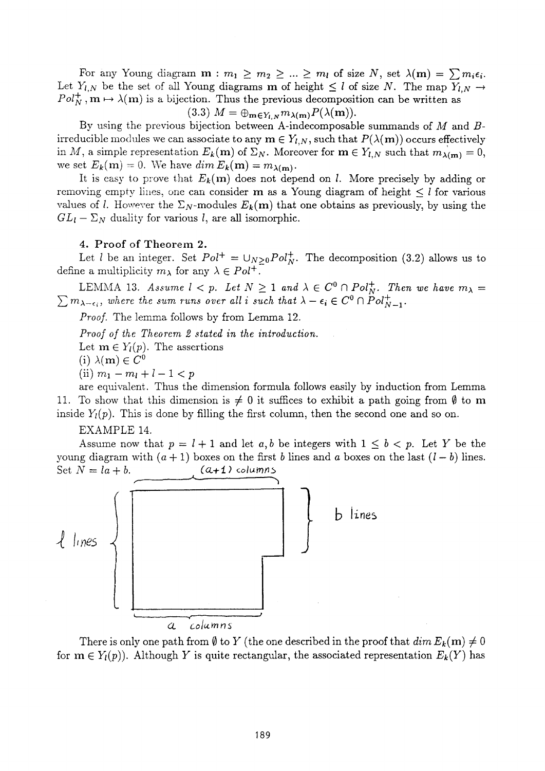For any Young diagram $\mathbf{m} : m_1 \geq m_2 \geq \ldots \geq m_l$ of size $N$, set $\lambda(\mathbf{m}) = \sum m_i \epsilon_i$. Let $Y_{l,N}$ be the set of all Young diagrams $\mathbf{m}$ of height $\leq l$ of size $N$. The map $Y_{l,N} \to Pol_N^+, \mathbf{m} \mapsto \lambda(\mathbf{m})$ is a bijection. Thus the previous decomposition can be written as

$$(3.3)\ M = \oplus_{\mathbf{m} \in Y_{l,N}} m_{\lambda(\mathbf{m})} P(\lambda(\mathbf{m})).$$

By using the previous bijection between A-indecomposable summands of $M$ and $B$-irreducible modules we can associate to any $\mathbf{m} \in Y_{l,N}$, such that $P(\lambda(\mathbf{m}))$ occurs effectively in $M$, a simple representation $E_k(\mathbf{m})$ of $\Sigma_N$. Moreover for $\mathbf{m} \in Y_{l,N}$ such that $m_{\lambda(\mathbf{m})} = 0$, we set $E_k(\mathbf{m}) = 0$. We have $dim\, E_k(\mathbf{m}) = m_{\lambda(\mathbf{m})}$.

It is easy to prove that $E_k(\mathbf{m})$ does not depend on $l$. More precisely by adding or removing empty lines, one can consider $\mathbf{m}$ as a Young diagram of height $\leq l$ for various values of $l$. However the $\Sigma_N$-modules $E_k(\mathbf{m})$ that one obtains as previously, by using the $GL_l - \Sigma_N$ duality for various $l$, are all isomorphic.

## 4. Proof of Theorem 2.

Let $l$ be an integer. Set $Pol^+ = \cup_{N \geq 0} Pol_N^+$. The decomposition (3.2) allows us to define a multiplicity $m_\lambda$ for any $\lambda \in Pol^+$.

LEMMA 13. *Assume $l < p$. Let $N \geq 1$ and $\lambda \in C^0 \cap Pol_N^+$. Then we have $m_\lambda = \sum m_{\lambda - \epsilon_i}$, where the sum runs over all $i$ such that $\lambda - \epsilon_i \in C^0 \cap Pol_{N-1}^+$.*

*Proof.* The lemma follows by from Lemma 12.

*Proof of the Theorem 2 stated in the introduction.*

Let $\mathbf{m} \in Y_l(p)$. The assertions

(i) $\lambda(\mathbf{m}) \in C^0$

(ii) $m_1 - m_l + l - 1 < p$

are equivalent. Thus the dimension formula follows easily by induction from Lemma 11. To show that this dimension is $\neq 0$ it suffices to exhibit a path going from $\emptyset$ to $\mathbf{m}$ inside $Y_l(p)$. This is done by filling the first column, then the second one and so on.

EXAMPLE 14.

Assume now that $p = l + 1$ and let $a, b$ be integers with $1 \leq b < p$. Let $Y$ be the young diagram with $(a + 1)$ boxes on the first $b$ lines and $a$ boxes on the last $(l - b)$ lines. Set $N = la + b$.

There is only one path from $\emptyset$ to $Y$ (the one described in the proof that $dim\, E_k(\mathbf{m}) \neq 0$ for $\mathbf{m} \in Y_l(p)$). Although $Y$ is quite rectangular, the associated representation $E_k(Y)$ has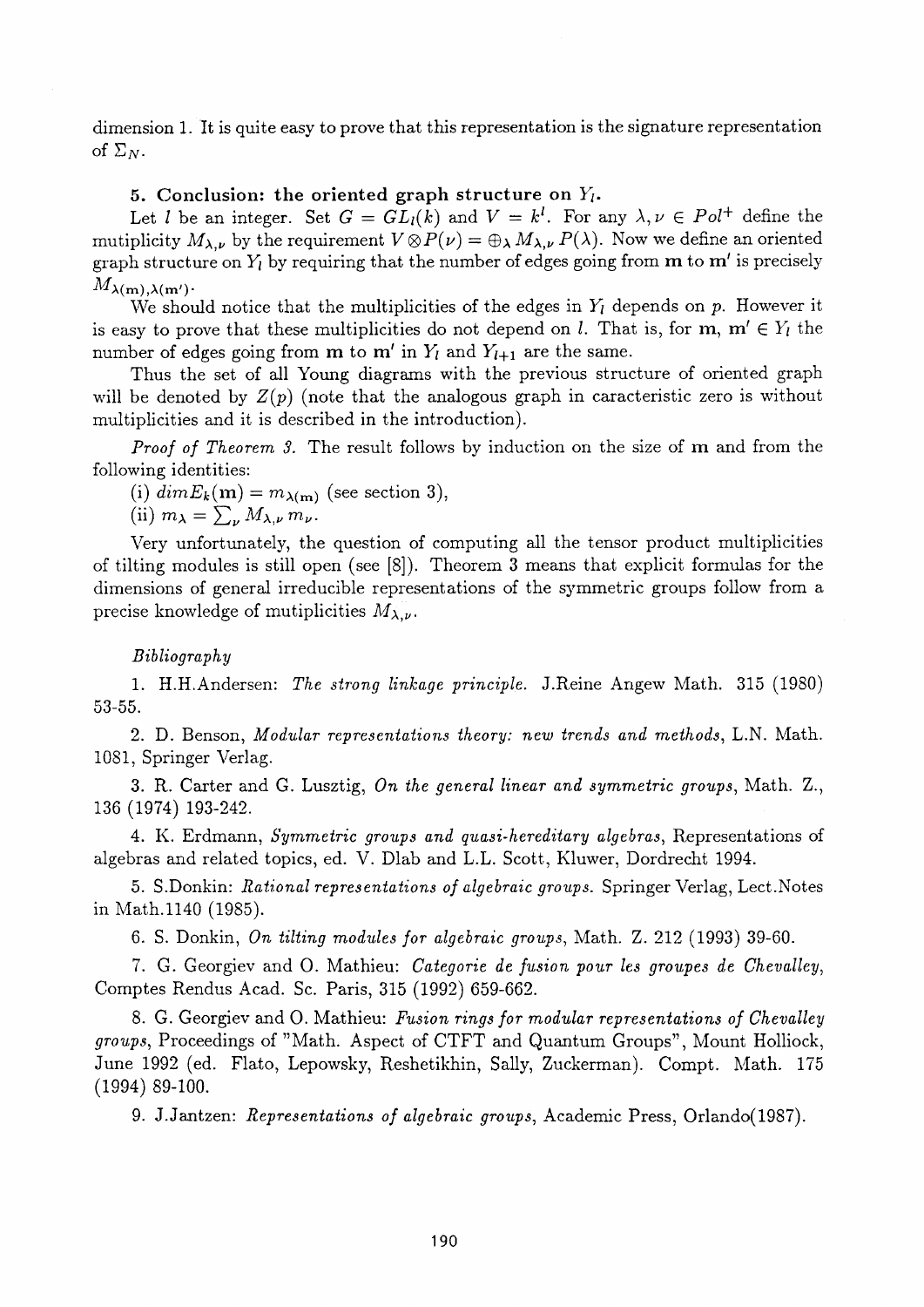dimension 1. It is quite easy to prove that this representation is the signature representation of $\Sigma_N$.

### 5. Conclusion: the oriented graph structure on $Y_l$.

Let $l$ be an integer. Set $G = GL_l(k)$ and $V = k^l$. For any $\lambda, \nu \in Pol^+$ define the mutiplicity $M_{\lambda,\nu}$ by the requirement $V \otimes P(\nu) = \oplus_\lambda M_{\lambda,\nu} P(\lambda)$. Now we define an oriented graph structure on $Y_l$ by requiring that the number of edges going from $\mathbf{m}$ to $\mathbf{m}'$ is precisely $M_{\lambda(\mathbf{m}),\lambda(\mathbf{m}')}$.

We should notice that the multiplicities of the edges in $Y_l$ depends on $p$. However it is easy to prove that these multiplicities do not depend on $l$. That is, for $\mathbf{m}$, $\mathbf{m}' \in Y_l$ the number of edges going from $\mathbf{m}$ to $\mathbf{m}'$ in $Y_l$ and $Y_{l+1}$ are the same.

Thus the set of all Young diagrams with the previous structure of oriented graph will be denoted by $Z(p)$ (note that the analogous graph in caracteristic zero is without multiplicities and it is described in the introduction).

*Proof of Theorem 3.* The result follows by induction on the size of $\mathbf{m}$ and from the following identities:

(i) $dim E_k(\mathbf{m}) = m_{\lambda(\mathbf{m})}$ (see section 3),

(ii) $m_\lambda = \sum_\nu M_{\lambda,\nu}\, m_\nu$.

Very unfortunately, the question of computing all the tensor product multiplicities of tilting modules is still open (see [8]). Theorem 3 means that explicit formulas for the dimensions of general irreducible representations of the symmetric groups follow from a precise knowledge of mutiplicities $M_{\lambda,\nu}$.

*Bibliography*

1. H.H.Andersen: *The strong linkage principle.* J.Reine Angew Math. 315 (1980) 53-55.

2. D. Benson, *Modular representations theory: new trends and methods*, L.N. Math. 1081, Springer Verlag.

3. R. Carter and G. Lusztig, *On the general linear and symmetric groups*, Math. Z., 136 (1974) 193-242.

4. K. Erdmann, *Symmetric groups and quasi-hereditary algebras*, Representations of algebras and related topics, ed. V. Dlab and L.L. Scott, Kluwer, Dordrecht 1994.

5. S.Donkin: *Rational representations of algebraic groups.* Springer Verlag, Lect.Notes in Math.1140 (1985).

6. S. Donkin, *On tilting modules for algebraic groups*, Math. Z. 212 (1993) 39-60.

7. G. Georgiev and O. Mathieu: *Categorie de fusion pour les groupes de Chevalley*, Comptes Rendus Acad. Sc. Paris, 315 (1992) 659-662.

8. G. Georgiev and O. Mathieu: *Fusion rings for modular representations of Chevalley groups*, Proceedings of "Math. Aspect of CTFT and Quantum Groups", Mount Holliock, June 1992 (ed. Flato, Lepowsky, Reshetikhin, Sally, Zuckerman). Compt. Math. 175 (1994) 89-100.

9. J.Jantzen: *Representations of algebraic groups*, Academic Press, Orlando(1987).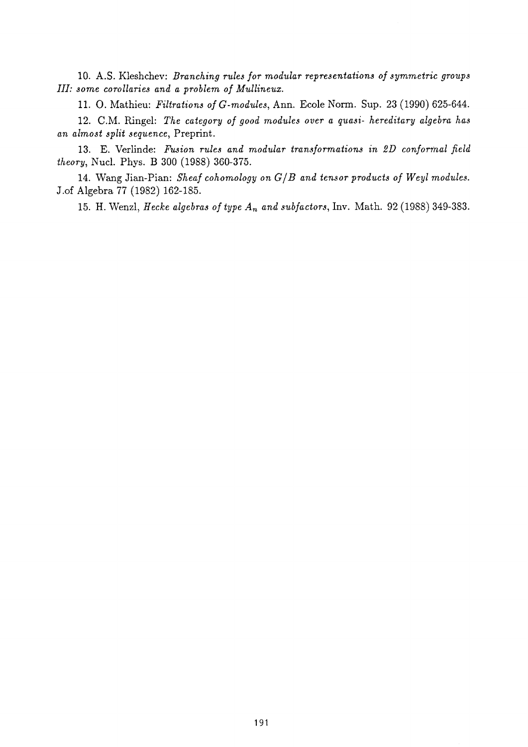10. A.S. Kleshchev: *Branching rules for modular representations of symmetric groups III: some corollaries and a problem of Mullineux.*

11. O. Mathieu: *Filtrations of G-modules*, Ann. Ecole Norm. Sup. 23 (1990) 625-644.

12. C.M. Ringel: *The category of good modules over a quasi- hereditary algebra has an almost split sequence*, Preprint.

13. E. Verlinde: *Fusion rules and modular transformations in 2D conformal field theory*, Nucl. Phys. B 300 (1988) 360-375.

14. Wang Jian-Pian: *Sheaf cohomology on $G/B$ and tensor products of Weyl modules.* J.of Algebra 77 (1982) 162-185.

15. H. Wenzl, *Hecke algebras of type $A_n$ and subfactors*, Inv. Math. 92 (1988) 349-383.